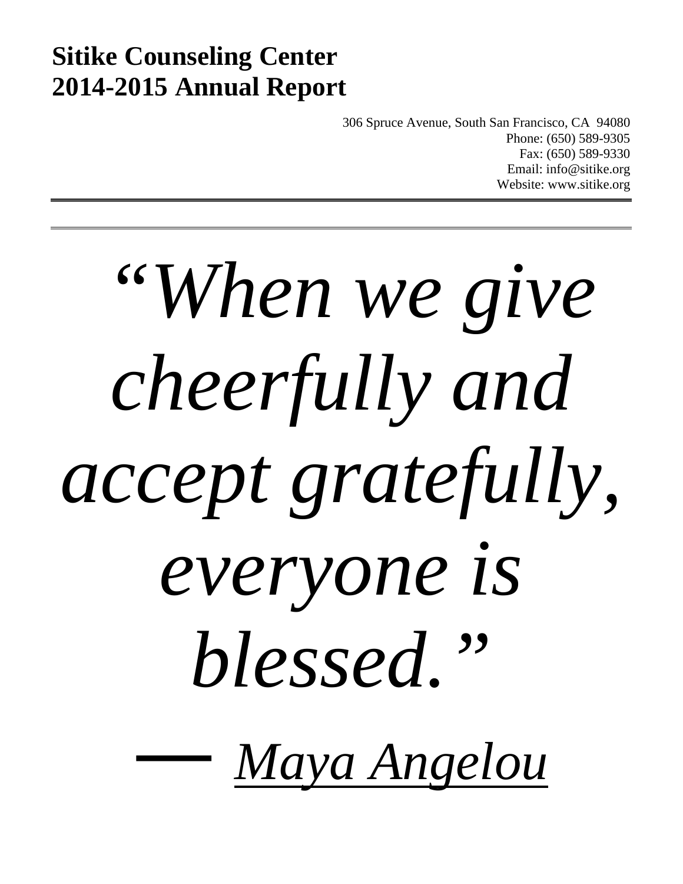# Sitike Counseling Center
# 2014-2015 Annual Report

306 Spruce Avenue, South San Francisco, CA  94080
Phone: (650) 589-9305
Fax: (650) 589-9330
Email: info@sitike.org
Website: www.sitike.org

---

*"When we give cheerfully and accept gratefully, everyone is blessed."*

― *Maya Angelou*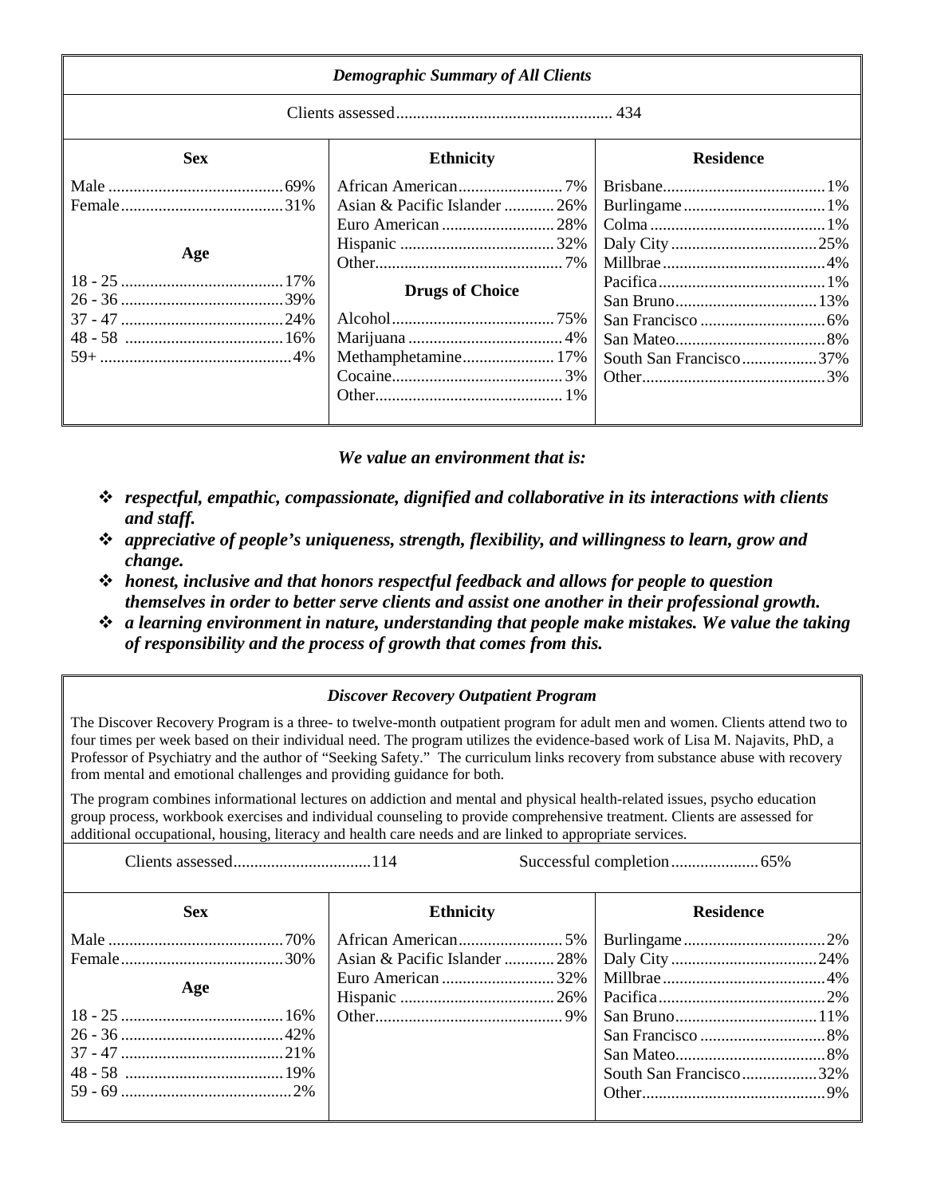### *Demographic Summary of All Clients*

Clients assessed .................................................... 434

| Sex | | Ethnicity | | Residence | |
|---|---|---|---|---|---|
| Male | 69% | African American | 7% | Brisbane | 1% |
| Female | 31% | Asian & Pacific Islander | 26% | Burlingame | 1% |
| | | Euro American | 28% | Colma | 1% |
| **Age** | | Hispanic | 32% | Daly City | 25% |
| | | Other | 7% | Millbrae | 4% |
| 18 - 25 | 17% | **Drugs of Choice** | | Pacifica | 1% |
| 26 - 36 | 39% | | | San Bruno | 13% |
| 37 - 47 | 24% | Alcohol | 75% | San Francisco | 6% |
| 48 - 58 | 16% | Marijuana | 4% | San Mateo | 8% |
| 59+ | 4% | Methamphetamine | 17% | South San Francisco | 37% |
| | | Cocaine | 3% | Other | 3% |
| | | Other | 1% | | |

***We value an environment that is:***

- ***respectful, empathic, compassionate, dignified and collaborative in its interactions with clients and staff.***
- ***appreciative of people's uniqueness, strength, flexibility, and willingness to learn, grow and change.***
- ***honest, inclusive and that honors respectful feedback and allows for people to question themselves in order to better serve clients and assist one another in their professional growth.***
- ***a learning environment in nature, understanding that people make mistakes. We value the taking of responsibility and the process of growth that comes from this.***

### *Discover Recovery Outpatient Program*

The Discover Recovery Program is a three- to twelve-month outpatient program for adult men and women. Clients attend two to four times per week based on their individual need. The program utilizes the evidence-based work of Lisa M. Najavits, PhD, a Professor of Psychiatry and the author of "Seeking Safety." The curriculum links recovery from substance abuse with recovery from mental and emotional challenges and providing guidance for both.

The program combines informational lectures on addiction and mental and physical health-related issues, psycho education group process, workbook exercises and individual counseling to provide comprehensive treatment. Clients are assessed for additional occupational, housing, literacy and health care needs and are linked to appropriate services.

Clients assessed ................................ 114 &nbsp;&nbsp;&nbsp;&nbsp; Successful completion ..................... 65%

| Sex | | Ethnicity | | Residence | |
|---|---|---|---|---|---|
| Male | 70% | African American | 5% | Burlingame | 2% |
| Female | 30% | Asian & Pacific Islander | 28% | Daly City | 24% |
| **Age** | | Euro American | 32% | Millbrae | 4% |
| | | Hispanic | 26% | Pacifica | 2% |
| 18 - 25 | 16% | Other | 9% | San Bruno | 11% |
| 26 - 36 | 42% | | | San Francisco | 8% |
| 37 - 47 | 21% | | | San Mateo | 8% |
| 48 - 58 | 19% | | | South San Francisco | 32% |
| 59 - 69 | 2% | | | Other | 9% |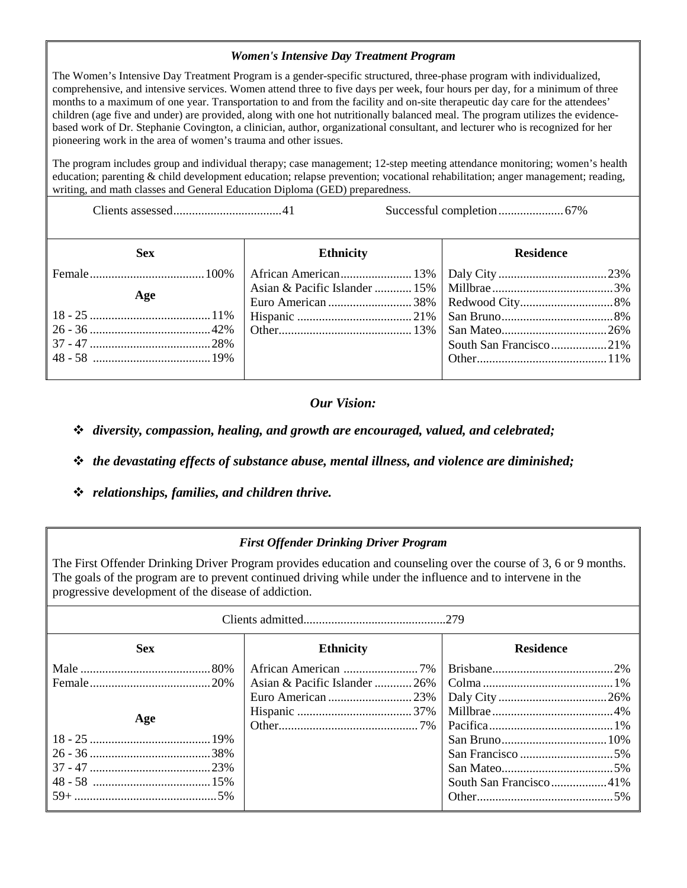### *Women's Intensive Day Treatment Program*

The Women's Intensive Day Treatment Program is a gender-specific structured, three-phase program with individualized, comprehensive, and intensive services. Women attend three to five days per week, four hours per day, for a minimum of three months to a maximum of one year. Transportation to and from the facility and on-site therapeutic day care for the attendees' children (age five and under) are provided, along with one hot nutritionally balanced meal. The program utilizes the evidence-based work of Dr. Stephanie Covington, a clinician, author, organizational consultant, and lecturer who is recognized for her pioneering work in the area of women's trauma and other issues.

The program includes group and individual therapy; case management; 12-step meeting attendance monitoring; women's health education; parenting & child development education; relapse prevention; vocational rehabilitation; anger management; reading, writing, and math classes and General Education Diploma (GED) preparedness.

Clients assessed..................................41 &nbsp;&nbsp;&nbsp;&nbsp; Successful completion....................67%

| Sex | Ethnicity | Residence |
|---|---|---|
| Female....100% | African American....13% | Daly City....23% |
| **Age** | Asian & Pacific Islander....15% | Millbrae....3% |
| 18 - 25....11% | Euro American....38% | Redwood City....8% |
| 26 - 36....42% | Hispanic....21% | San Bruno....8% |
| 37 - 47....28% | Other....13% | San Mateo....26% |
| 48 - 58....19% | | South San Francisco....21% |
| | | Other....11% |

### *Our Vision:*

- ***diversity, compassion, healing, and growth are encouraged, valued, and celebrated;***
- ***the devastating effects of substance abuse, mental illness, and violence are diminished;***
- ***relationships, families, and children thrive.***

### *First Offender Drinking Driver Program*

The First Offender Drinking Driver Program provides education and counseling over the course of 3, 6 or 9 months. The goals of the program are to prevent continued driving while under the influence and to intervene in the progressive development of the disease of addiction.

Clients admitted.............................................279

| Sex | Ethnicity | Residence |
|---|---|---|
| Male....80% | African American....7% | Brisbane....2% |
| Female....20% | Asian & Pacific Islander....26% | Colma....1% |
| | Euro American....23% | Daly City....26% |
| **Age** | Hispanic....37% | Millbrae....4% |
| | Other....7% | Pacifica....1% |
| 18 - 25....19% | | San Bruno....10% |
| 26 - 36....38% | | San Francisco....5% |
| 37 - 47....23% | | San Mateo....5% |
| 48 - 58....15% | | South San Francisco....41% |
| 59+....5% | | Other....5% |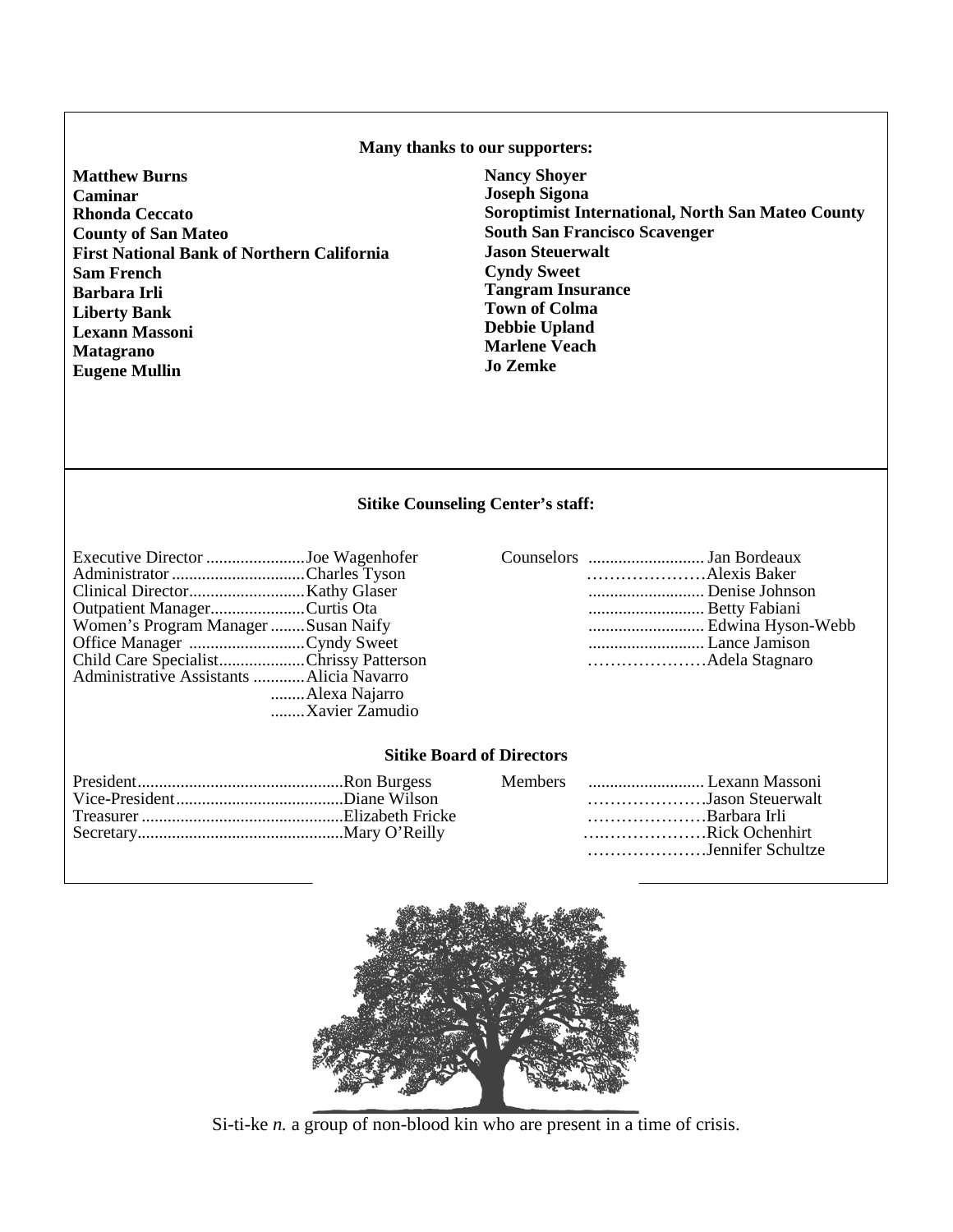**Many thanks to our supporters:**

**Matthew Burns**
**Caminar**
**Rhonda Ceccato**
**County of San Mateo**
**First National Bank of Northern California**
**Sam French**
**Barbara Irli**
**Liberty Bank**
**Lexann Massoni**
**Matagrano**
**Eugene Mullin**
**Nancy Shoyer**
**Joseph Sigona**
**Soroptimist International, North San Mateo County**
**South San Francisco Scavenger**
**Jason Steuerwalt**
**Cyndy Sweet**
**Tangram Insurance**
**Town of Colma**
**Debbie Upland**
**Marlene Veach**
**Jo Zemke**

**Sitike Counseling Center's staff:**

Executive Director ....................... Joe Wagenhofer
Administrator ............................... Charles Tyson
Clinical Director........................... Kathy Glaser
Outpatient Manager...................... Curtis Ota
Women's Program Manager ........ Susan Naify
Office Manager ........................... Cyndy Sweet
Child Care Specialist.................... Chrissy Patterson
Administrative Assistants ............ Alicia Navarro
........ Alexa Najarro
........ Xavier Zamudio

Counselors ........................... Jan Bordeaux
………………… Alexis Baker
........................... Denise Johnson
........................... Betty Fabiani
........................... Edwina Hyson-Webb
........................... Lance Jamison
………………… Adela Stagnaro

**Sitike Board of Directors**

President................................................ Ron Burgess
Vice-President....................................... Diane Wilson
Treasurer ............................................... Elizabeth Fricke
Secretary................................................ Mary O'Reilly

Members ........................... Lexann Massoni
………………… Jason Steuerwalt
………………… Barbara Irli
………………… Rick Ochenhirt
………………… Jennifer Schultze

Si-ti-ke *n.* a group of non-blood kin who are present in a time of crisis.